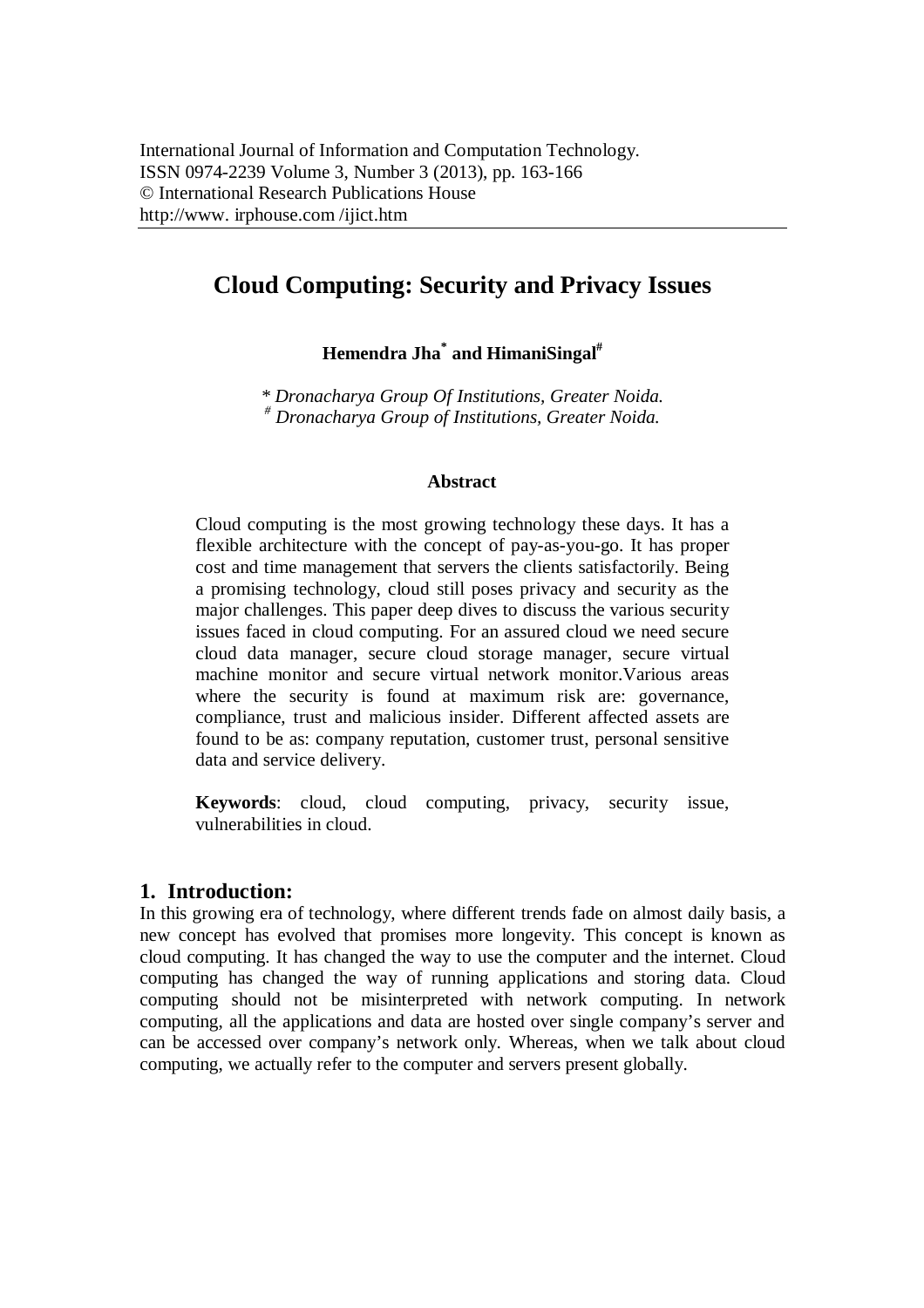# Cloud Computing: Security and Privacy Issues

**Hemendra Jha[*] and HimaniSingal[#]**

*[*] Dronacharya Group Of Institutions, Greater Noida.*
*[#] Dronacharya Group of Institutions, Greater Noida.*

### Abstract

Cloud computing is the most growing technology these days. It has a flexible architecture with the concept of pay-as-you-go. It has proper cost and time management that servers the clients satisfactorily. Being a promising technology, cloud still poses privacy and security as the major challenges. This paper deep dives to discuss the various security issues faced in cloud computing. For an assured cloud we need secure cloud data manager, secure cloud storage manager, secure virtual machine monitor and secure virtual network monitor.Various areas where the security is found at maximum risk are: governance, compliance, trust and malicious insider. Different affected assets are found to be as: company reputation, customer trust, personal sensitive data and service delivery.

**Keywords**: cloud, cloud computing, privacy, security issue, vulnerabilities in cloud.

## 1. Introduction:

In this growing era of technology, where different trends fade on almost daily basis, a new concept has evolved that promises more longevity. This concept is known as cloud computing. It has changed the way to use the computer and the internet. Cloud computing has changed the way of running applications and storing data. Cloud computing should not be misinterpreted with network computing. In network computing, all the applications and data are hosted over single company's server and can be accessed over company's network only. Whereas, when we talk about cloud computing, we actually refer to the computer and servers present globally.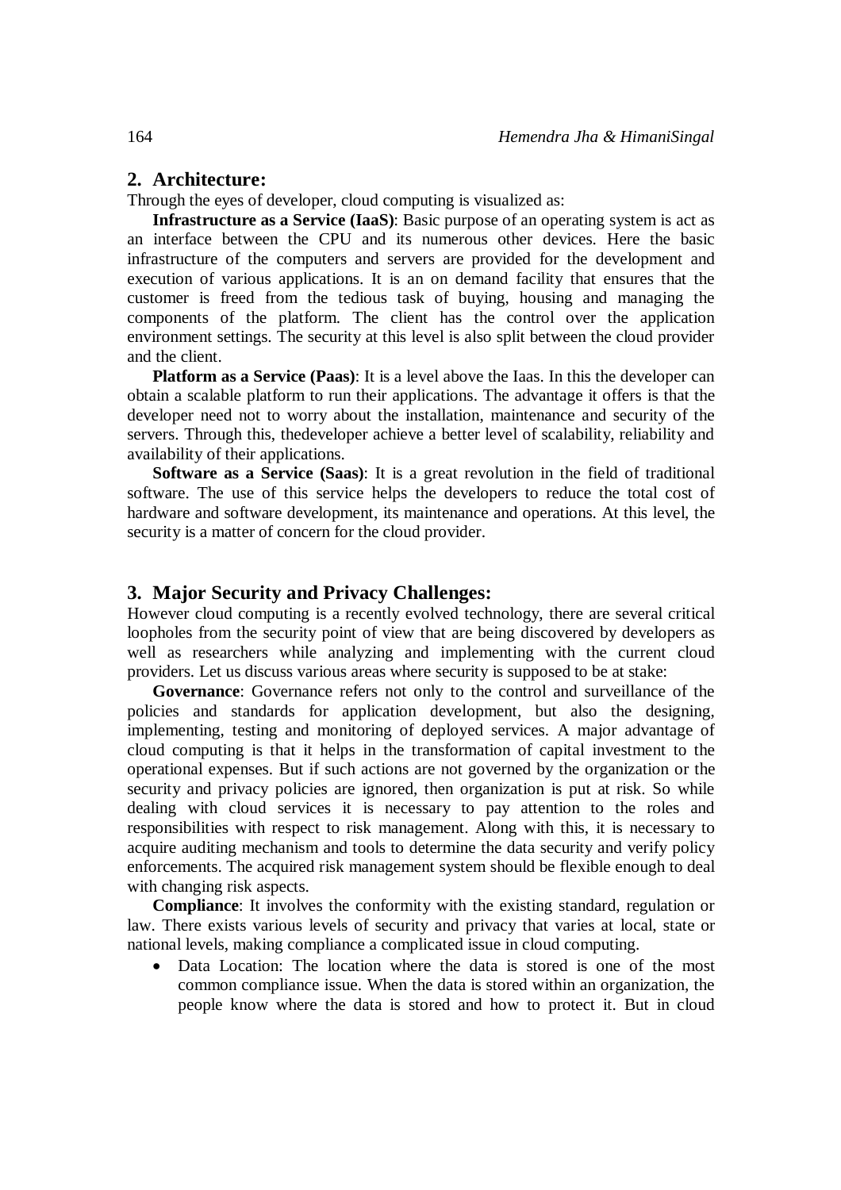## 2. Architecture:

Through the eyes of developer, cloud computing is visualized as:

**Infrastructure as a Service (IaaS)**: Basic purpose of an operating system is act as an interface between the CPU and its numerous other devices. Here the basic infrastructure of the computers and servers are provided for the development and execution of various applications. It is an on demand facility that ensures that the customer is freed from the tedious task of buying, housing and managing the components of the platform. The client has the control over the application environment settings. The security at this level is also split between the cloud provider and the client.

**Platform as a Service (Paas)**: It is a level above the Iaas. In this the developer can obtain a scalable platform to run their applications. The advantage it offers is that the developer need not to worry about the installation, maintenance and security of the servers. Through this, thedeveloper achieve a better level of scalability, reliability and availability of their applications.

**Software as a Service (Saas)**: It is a great revolution in the field of traditional software. The use of this service helps the developers to reduce the total cost of hardware and software development, its maintenance and operations. At this level, the security is a matter of concern for the cloud provider.

## 3. Major Security and Privacy Challenges:

However cloud computing is a recently evolved technology, there are several critical loopholes from the security point of view that are being discovered by developers as well as researchers while analyzing and implementing with the current cloud providers. Let us discuss various areas where security is supposed to be at stake:

**Governance**: Governance refers not only to the control and surveillance of the policies and standards for application development, but also the designing, implementing, testing and monitoring of deployed services. A major advantage of cloud computing is that it helps in the transformation of capital investment to the operational expenses. But if such actions are not governed by the organization or the security and privacy policies are ignored, then organization is put at risk. So while dealing with cloud services it is necessary to pay attention to the roles and responsibilities with respect to risk management. Along with this, it is necessary to acquire auditing mechanism and tools to determine the data security and verify policy enforcements. The acquired risk management system should be flexible enough to deal with changing risk aspects.

**Compliance**: It involves the conformity with the existing standard, regulation or law. There exists various levels of security and privacy that varies at local, state or national levels, making compliance a complicated issue in cloud computing.

- Data Location: The location where the data is stored is one of the most common compliance issue. When the data is stored within an organization, the people know where the data is stored and how to protect it. But in cloud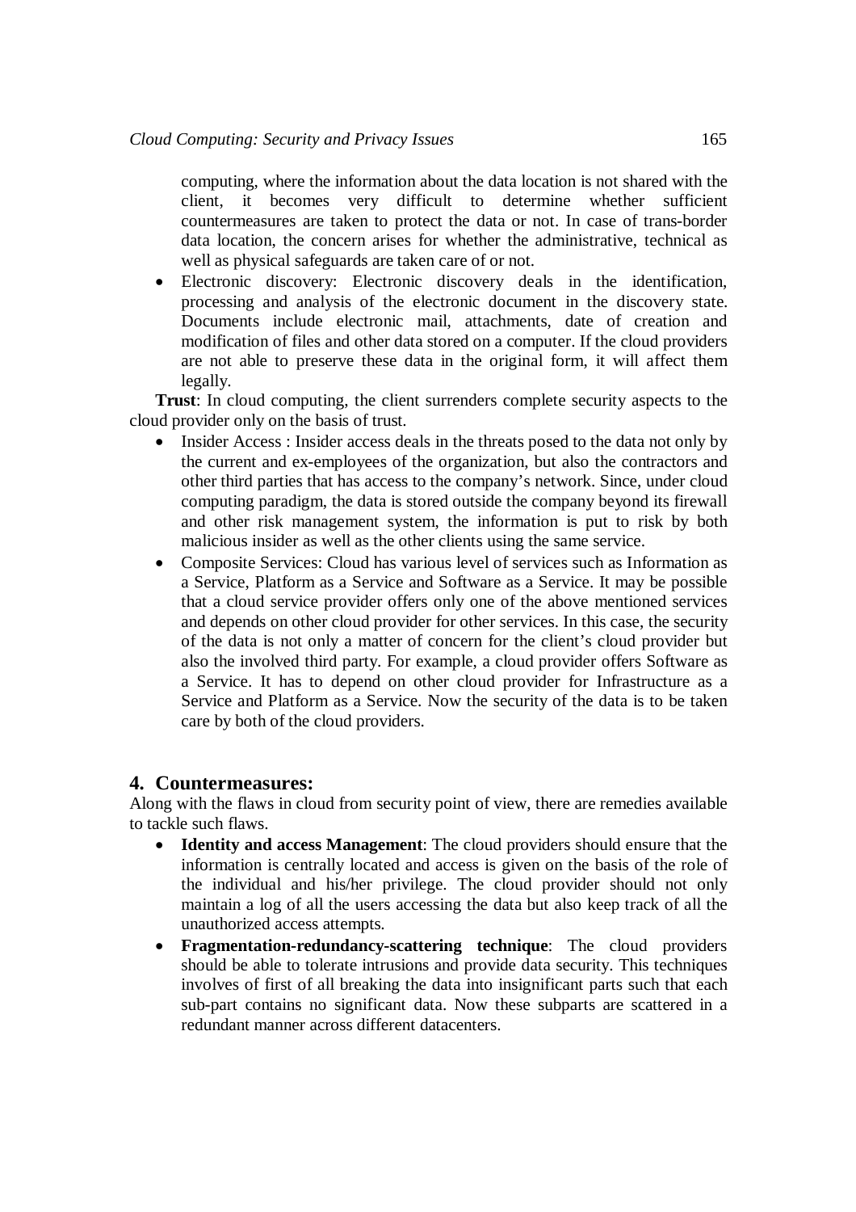computing, where the information about the data location is not shared with the client, it becomes very difficult to determine whether sufficient countermeasures are taken to protect the data or not. In case of trans-border data location, the concern arises for whether the administrative, technical as well as physical safeguards are taken care of or not.

- Electronic discovery: Electronic discovery deals in the identification, processing and analysis of the electronic document in the discovery state. Documents include electronic mail, attachments, date of creation and modification of files and other data stored on a computer. If the cloud providers are not able to preserve these data in the original form, it will affect them legally.

**Trust**: In cloud computing, the client surrenders complete security aspects to the cloud provider only on the basis of trust.

- Insider Access : Insider access deals in the threats posed to the data not only by the current and ex-employees of the organization, but also the contractors and other third parties that has access to the company's network. Since, under cloud computing paradigm, the data is stored outside the company beyond its firewall and other risk management system, the information is put to risk by both malicious insider as well as the other clients using the same service.
- Composite Services: Cloud has various level of services such as Information as a Service, Platform as a Service and Software as a Service. It may be possible that a cloud service provider offers only one of the above mentioned services and depends on other cloud provider for other services. In this case, the security of the data is not only a matter of concern for the client's cloud provider but also the involved third party. For example, a cloud provider offers Software as a Service. It has to depend on other cloud provider for Infrastructure as a Service and Platform as a Service. Now the security of the data is to be taken care by both of the cloud providers.

## 4. Countermeasures:

Along with the flaws in cloud from security point of view, there are remedies available to tackle such flaws.

- **Identity and access Management**: The cloud providers should ensure that the information is centrally located and access is given on the basis of the role of the individual and his/her privilege. The cloud provider should not only maintain a log of all the users accessing the data but also keep track of all the unauthorized access attempts.
- **Fragmentation-redundancy-scattering technique**: The cloud providers should be able to tolerate intrusions and provide data security. This techniques involves of first of all breaking the data into insignificant parts such that each sub-part contains no significant data. Now these subparts are scattered in a redundant manner across different datacenters.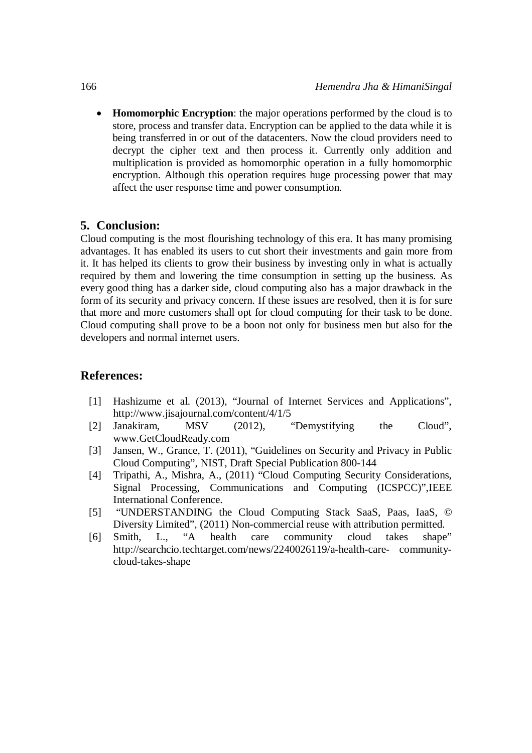- **Homomorphic Encryption**: the major operations performed by the cloud is to store, process and transfer data. Encryption can be applied to the data while it is being transferred in or out of the datacenters. Now the cloud providers need to decrypt the cipher text and then process it. Currently only addition and multiplication is provided as homomorphic operation in a fully homomorphic encryption. Although this operation requires huge processing power that may affect the user response time and power consumption.

## 5. Conclusion:

Cloud computing is the most flourishing technology of this era. It has many promising advantages. It has enabled its users to cut short their investments and gain more from it. It has helped its clients to grow their business by investing only in what is actually required by them and lowering the time consumption in setting up the business. As every good thing has a darker side, cloud computing also has a major drawback in the form of its security and privacy concern. If these issues are resolved, then it is for sure that more and more customers shall opt for cloud computing for their task to be done. Cloud computing shall prove to be a boon not only for business men but also for the developers and normal internet users.

## References:

[1] Hashizume et al. (2013), "Journal of Internet Services and Applications", http://www.jisajournal.com/content/4/1/5

[2] Janakiram, MSV (2012), "Demystifying the Cloud", www.GetCloudReady.com

[3] Jansen, W., Grance, T. (2011), "Guidelines on Security and Privacy in Public Cloud Computing", NIST, Draft Special Publication 800-144

[4] Tripathi, A., Mishra, A., (2011) "Cloud Computing Security Considerations, Signal Processing, Communications and Computing (ICSPCC)",IEEE International Conference.

[5] "UNDERSTANDING the Cloud Computing Stack SaaS, Paas, IaaS, © Diversity Limited", (2011) Non-commercial reuse with attribution permitted.

[6] Smith, L., "A health care community cloud takes shape" http://searchcio.techtarget.com/news/2240026119/a-health-care- community-cloud-takes-shape